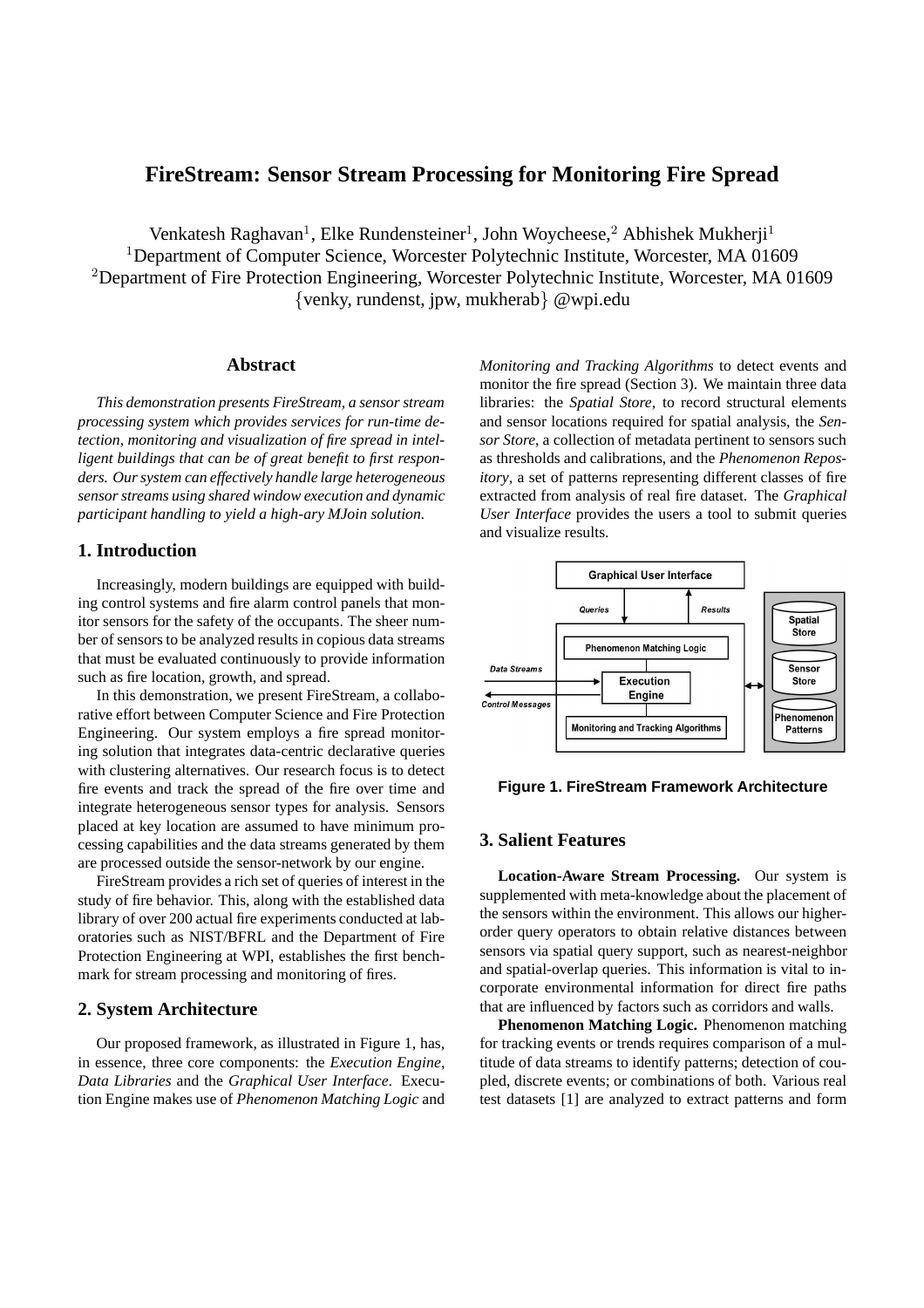# FireStream: Sensor Stream Processing for Monitoring Fire Spread

Venkatesh Raghavan[1], Elke Rundensteiner[1], John Woycheese,[2] Abhishek Mukherji[1]
[1]Department of Computer Science, Worcester Polytechnic Institute, Worcester, MA 01609
[2]Department of Fire Protection Engineering, Worcester Polytechnic Institute, Worcester, MA 01609
{venky, rundenst, jpw, mukherab} @wpi.edu

## Abstract

*This demonstration presents FireStream, a sensor stream processing system which provides services for run-time detection, monitoring and visualization of fire spread in intelligent buildings that can be of great benefit to first responders. Our system can effectively handle large heterogeneous sensor streams using shared window execution and dynamic participant handling to yield a high-ary MJoin solution.*

## 1. Introduction

Increasingly, modern buildings are equipped with building control systems and fire alarm control panels that monitor sensors for the safety of the occupants. The sheer number of sensors to be analyzed results in copious data streams that must be evaluated continuously to provide information such as fire location, growth, and spread.

In this demonstration, we present FireStream, a collaborative effort between Computer Science and Fire Protection Engineering. Our system employs a fire spread monitoring solution that integrates data-centric declarative queries with clustering alternatives. Our research focus is to detect fire events and track the spread of the fire over time and integrate heterogeneous sensor types for analysis. Sensors placed at key location are assumed to have minimum processing capabilities and the data streams generated by them are processed outside the sensor-network by our engine.

FireStream provides a rich set of queries of interest in the study of fire behavior. This, along with the established data library of over 200 actual fire experiments conducted at laboratories such as NIST/BFRL and the Department of Fire Protection Engineering at WPI, establishes the first benchmark for stream processing and monitoring of fires.

## 2. System Architecture

Our proposed framework, as illustrated in Figure 1, has, in essence, three core components: the *Execution Engine*, *Data Libraries* and the *Graphical User Interface*. Execution Engine makes use of *Phenomenon Matching Logic* and *Monitoring and Tracking Algorithms* to detect events and monitor the fire spread (Section 3). We maintain three data libraries: the *Spatial Store*, to record structural elements and sensor locations required for spatial analysis, the *Sensor Store*, a collection of metadata pertinent to sensors such as thresholds and calibrations, and the *Phenomenon Repository*, a set of patterns representing different classes of fire extracted from analysis of real fire dataset. The *Graphical User Interface* provides the users a tool to submit queries and visualize results.

Graphical User Interface
Queries
Results
Phenomenon Matching Logic
Data Streams
Execution Engine
Control Messages
Monitoring and Tracking Algorithms
Spatial Store
Sensor Store
Phenomenon Patterns

**Figure 1. FireStream Framework Architecture**

## 3. Salient Features

**Location-Aware Stream Processing.** Our system is supplemented with meta-knowledge about the placement of the sensors within the environment. This allows our higher-order query operators to obtain relative distances between sensors via spatial query support, such as nearest-neighbor and spatial-overlap queries. This information is vital to incorporate environmental information for direct fire paths that are influenced by factors such as corridors and walls.

**Phenomenon Matching Logic.** Phenomenon matching for tracking events or trends requires comparison of a multitude of data streams to identify patterns; detection of coupled, discrete events; or combinations of both. Various real test datasets [1] are analyzed to extract patterns and form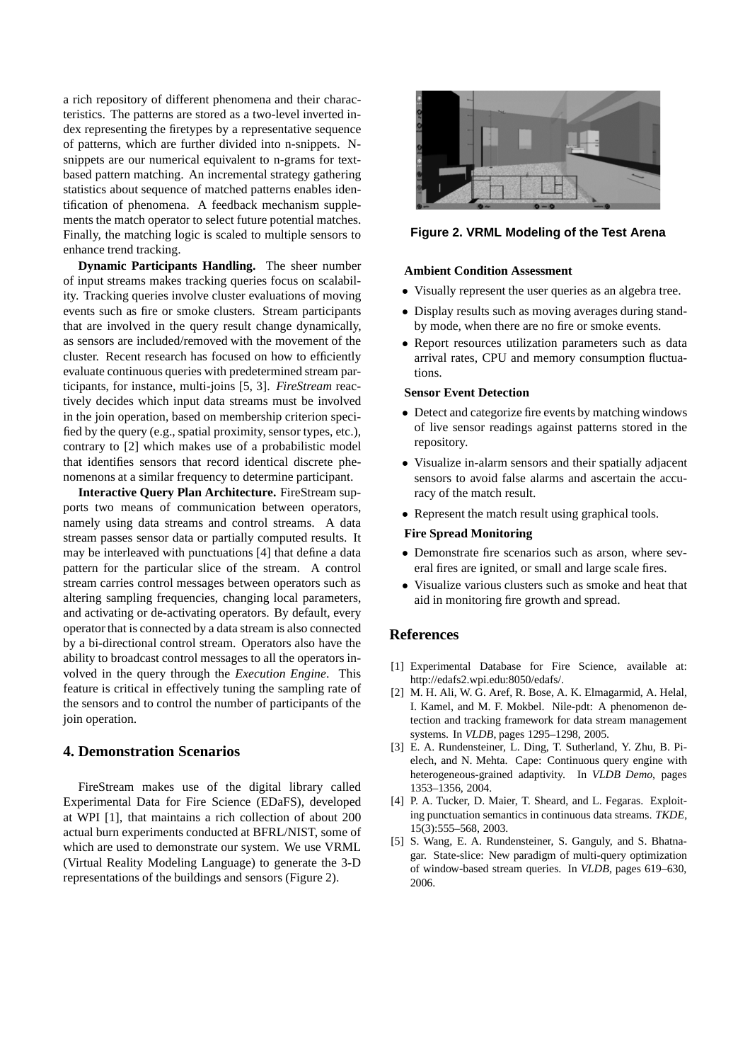a rich repository of different phenomena and their characteristics. The patterns are stored as a two-level inverted index representing the firetypes by a representative sequence of patterns, which are further divided into n-snippets. N-snippets are our numerical equivalent to n-grams for text-based pattern matching. An incremental strategy gathering statistics about sequence of matched patterns enables identification of phenomena. A feedback mechanism supplements the match operator to select future potential matches. Finally, the matching logic is scaled to multiple sensors to enhance trend tracking.

**Dynamic Participants Handling.** The sheer number of input streams makes tracking queries focus on scalability. Tracking queries involve cluster evaluations of moving events such as fire or smoke clusters. Stream participants that are involved in the query result change dynamically, as sensors are included/removed with the movement of the cluster. Recent research has focused on how to efficiently evaluate continuous queries with predetermined stream participants, for instance, multi-joins [5, 3]. *FireStream* reactively decides which input data streams must be involved in the join operation, based on membership criterion specified by the query (e.g., spatial proximity, sensor types, etc.), contrary to [2] which makes use of a probabilistic model that identifies sensors that record identical discrete phenomenons at a similar frequency to determine participant.

**Interactive Query Plan Architecture.** FireStream supports two means of communication between operators, namely using data streams and control streams. A data stream passes sensor data or partially computed results. It may be interleaved with punctuations [4] that define a data pattern for the particular slice of the stream. A control stream carries control messages between operators such as altering sampling frequencies, changing local parameters, and activating or de-activating operators. By default, every operator that is connected by a data stream is also connected by a bi-directional control stream. Operators also have the ability to broadcast control messages to all the operators involved in the query through the *Execution Engine*. This feature is critical in effectively tuning the sampling rate of the sensors and to control the number of participants of the join operation.

## 4. Demonstration Scenarios

FireStream makes use of the digital library called Experimental Data for Fire Science (EDaFS), developed at WPI [1], that maintains a rich collection of about 200 actual burn experiments conducted at BFRL/NIST, some of which are used to demonstrate our system. We use VRML (Virtual Reality Modeling Language) to generate the 3-D representations of the buildings and sensors (Figure 2).

**Figure 2. VRML Modeling of the Test Arena**

#### Ambient Condition Assessment

- Visually represent the user queries as an algebra tree.
- Display results such as moving averages during stand-by mode, when there are no fire or smoke events.
- Report resources utilization parameters such as data arrival rates, CPU and memory consumption fluctuations.

#### Sensor Event Detection

- Detect and categorize fire events by matching windows of live sensor readings against patterns stored in the repository.
- Visualize in-alarm sensors and their spatially adjacent sensors to avoid false alarms and ascertain the accuracy of the match result.
- Represent the match result using graphical tools.

#### Fire Spread Monitoring

- Demonstrate fire scenarios such as arson, where several fires are ignited, or small and large scale fires.
- Visualize various clusters such as smoke and heat that aid in monitoring fire growth and spread.

## References

[1] Experimental Database for Fire Science, available at: http://edafs2.wpi.edu:8050/edafs/.

[2] M. H. Ali, W. G. Aref, R. Bose, A. K. Elmagarmid, A. Helal, I. Kamel, and M. F. Mokbel. Nile-pdt: A phenomenon detection and tracking framework for data stream management systems. In *VLDB*, pages 1295–1298, 2005.

[3] E. A. Rundensteiner, L. Ding, T. Sutherland, Y. Zhu, B. Pielech, and N. Mehta. Cape: Continuous query engine with heterogeneous-grained adaptivity. In *VLDB Demo*, pages 1353–1356, 2004.

[4] P. A. Tucker, D. Maier, T. Sheard, and L. Fegaras. Exploiting punctuation semantics in continuous data streams. *TKDE*, 15(3):555–568, 2003.

[5] S. Wang, E. A. Rundensteiner, S. Ganguly, and S. Bhatnagar. State-slice: New paradigm of multi-query optimization of window-based stream queries. In *VLDB*, pages 619–630, 2006.